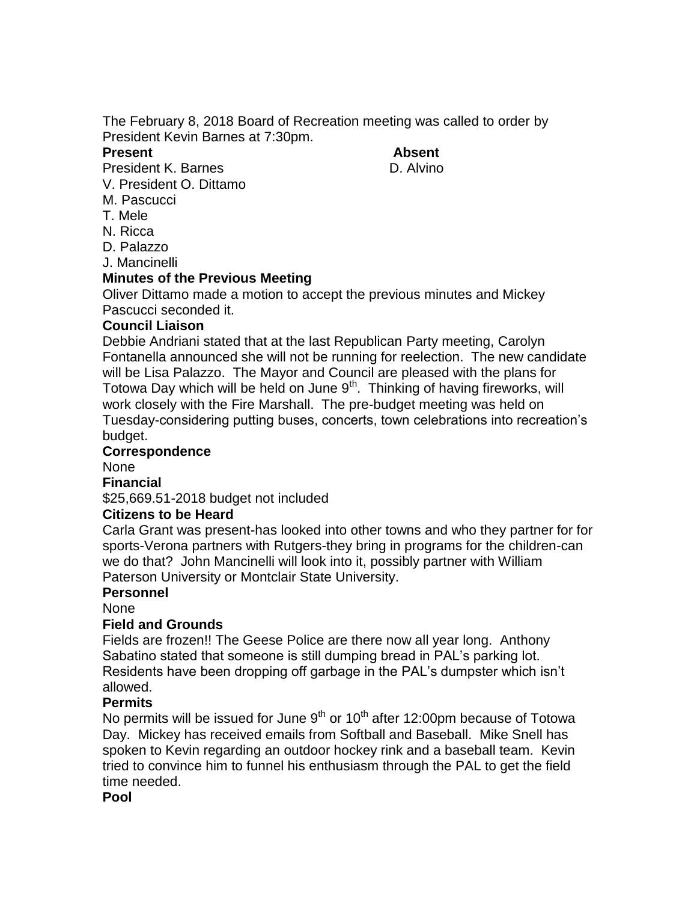The February 8, 2018 Board of Recreation meeting was called to order by President Kevin Barnes at 7:30pm.

| **Present** | **Absent** |
|---|---|
| President K. Barnes | D. Alvino |
| V. President O. Dittamo | |
| M. Pascucci | |
| T. Mele | |
| N. Ricca | |
| D. Palazzo | |
| J. Mancinelli | |

**Minutes of the Previous Meeting**

Oliver Dittamo made a motion to accept the previous minutes and Mickey Pascucci seconded it.

**Council Liaison**

Debbie Andriani stated that at the last Republican Party meeting, Carolyn Fontanella announced she will not be running for reelection. The new candidate will be Lisa Palazzo. The Mayor and Council are pleased with the plans for Totowa Day which will be held on June 9th. Thinking of having fireworks, will work closely with the Fire Marshall. The pre-budget meeting was held on Tuesday-considering putting buses, concerts, town celebrations into recreation's budget.

**Correspondence**

None

**Financial**

$25,669.51-2018 budget not included

**Citizens to be Heard**

Carla Grant was present-has looked into other towns and who they partner for for sports-Verona partners with Rutgers-they bring in programs for the children-can we do that? John Mancinelli will look into it, possibly partner with William Paterson University or Montclair State University.

**Personnel**

None

**Field and Grounds**

Fields are frozen!! The Geese Police are there now all year long. Anthony Sabatino stated that someone is still dumping bread in PAL's parking lot. Residents have been dropping off garbage in the PAL's dumpster which isn't allowed.

**Permits**

No permits will be issued for June 9th or 10th after 12:00pm because of Totowa Day. Mickey has received emails from Softball and Baseball. Mike Snell has spoken to Kevin regarding an outdoor hockey rink and a baseball team. Kevin tried to convince him to funnel his enthusiasm through the PAL to get the field time needed.

**Pool**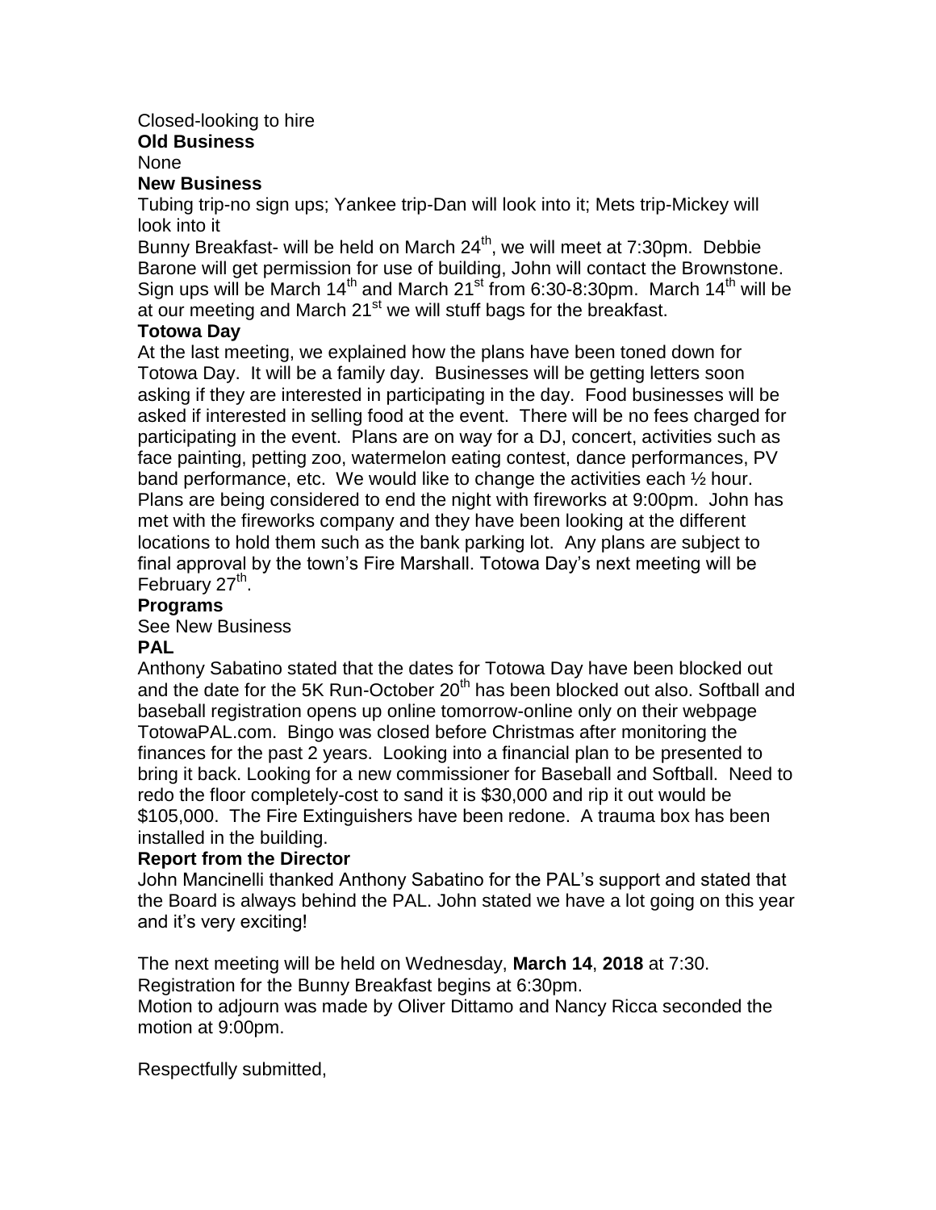Closed-looking to hire

**Old Business**

None

**New Business**

Tubing trip-no sign ups; Yankee trip-Dan will look into it; Mets trip-Mickey will look into it

Bunny Breakfast- will be held on March 24th, we will meet at 7:30pm. Debbie Barone will get permission for use of building, John will contact the Brownstone. Sign ups will be March 14th and March 21st from 6:30-8:30pm. March 14th will be at our meeting and March 21st we will stuff bags for the breakfast.

**Totowa Day**

At the last meeting, we explained how the plans have been toned down for Totowa Day. It will be a family day. Businesses will be getting letters soon asking if they are interested in participating in the day. Food businesses will be asked if interested in selling food at the event. There will be no fees charged for participating in the event. Plans are on way for a DJ, concert, activities such as face painting, petting zoo, watermelon eating contest, dance performances, PV band performance, etc. We would like to change the activities each ½ hour. Plans are being considered to end the night with fireworks at 9:00pm. John has met with the fireworks company and they have been looking at the different locations to hold them such as the bank parking lot. Any plans are subject to final approval by the town's Fire Marshall. Totowa Day's next meeting will be February 27th.

**Programs**

See New Business

**PAL**

Anthony Sabatino stated that the dates for Totowa Day have been blocked out and the date for the 5K Run-October 20th has been blocked out also. Softball and baseball registration opens up online tomorrow-online only on their webpage TotowaPAL.com. Bingo was closed before Christmas after monitoring the finances for the past 2 years. Looking into a financial plan to be presented to bring it back. Looking for a new commissioner for Baseball and Softball. Need to redo the floor completely-cost to sand it is $30,000 and rip it out would be $105,000. The Fire Extinguishers have been redone. A trauma box has been installed in the building.

**Report from the Director**

John Mancinelli thanked Anthony Sabatino for the PAL's support and stated that the Board is always behind the PAL. John stated we have a lot going on this year and it's very exciting!

The next meeting will be held on Wednesday, **March 14**, **2018** at 7:30. Registration for the Bunny Breakfast begins at 6:30pm.

Motion to adjourn was made by Oliver Dittamo and Nancy Ricca seconded the motion at 9:00pm.

Respectfully submitted,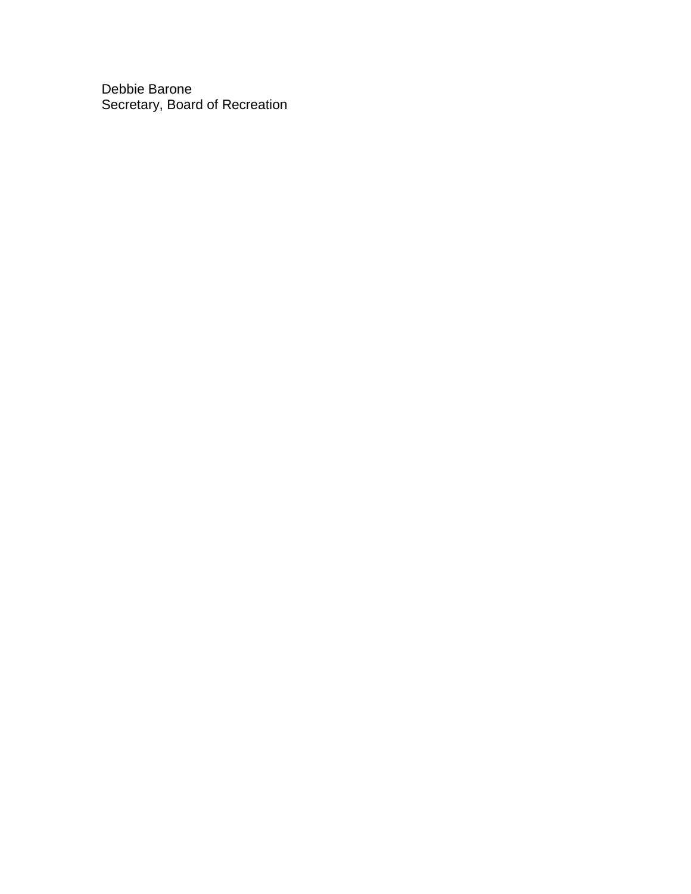Debbie Barone
Secretary, Board of Recreation